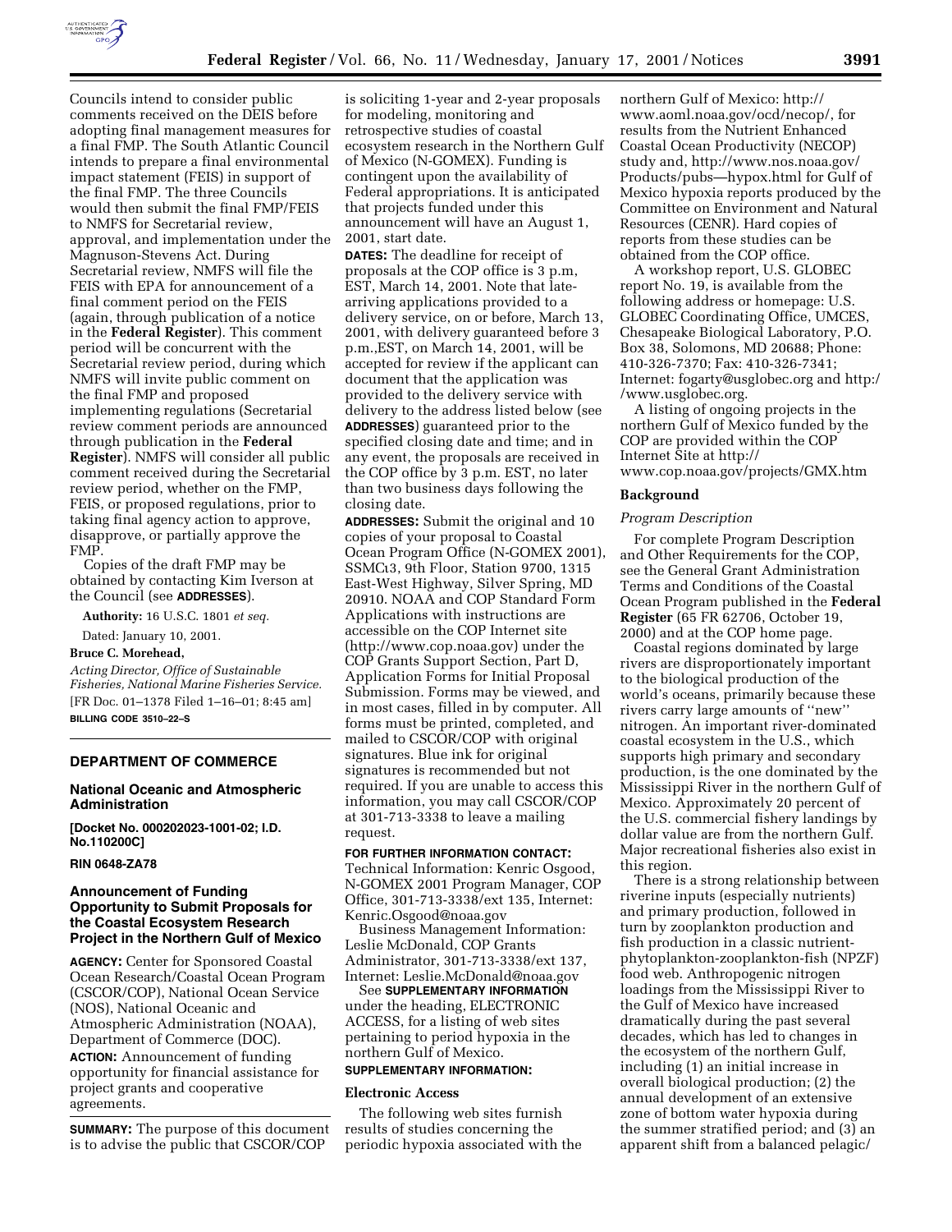Councils intend to consider public comments received on the DEIS before adopting final management measures for a final FMP. The South Atlantic Council intends to prepare a final environmental impact statement (FEIS) in support of the final FMP. The three Councils would then submit the final FMP/FEIS to NMFS for Secretarial review, approval, and implementation under the Magnuson-Stevens Act. During Secretarial review, NMFS will file the FEIS with EPA for announcement of a final comment period on the FEIS (again, through publication of a notice in the **Federal Register**). This comment period will be concurrent with the Secretarial review period, during which NMFS will invite public comment on the final FMP and proposed implementing regulations (Secretarial review comment periods are announced through publication in the **Federal Register**). NMFS will consider all public comment received during the Secretarial review period, whether on the FMP, FEIS, or proposed regulations, prior to taking final agency action to approve, disapprove, or partially approve the FMP.

Copies of the draft FMP may be obtained by contacting Kim Iverson at the Council (see **ADDRESSES**).

**Authority:** 16 U.S.C. 1801 *et seq.*

Dated: January 10, 2001.

**Bruce C. Morehead,**

*Acting Director, Office of Sustainable Fisheries, National Marine Fisheries Service.*

[FR Doc. 01–1378 Filed 1–16–01; 8:45 am]

**BILLING CODE 3510–22–S**

## DEPARTMENT OF COMMERCE

### National Oceanic and Atmospheric Administration

**[Docket No. 000202023-1001-02; I.D. No.110200C]**

**RIN 0648-ZA78**

### Announcement of Funding Opportunity to Submit Proposals for the Coastal Ecosystem Research Project in the Northern Gulf of Mexico

**AGENCY:** Center for Sponsored Coastal Ocean Research/Coastal Ocean Program (CSCOR/COP), National Ocean Service (NOS), National Oceanic and Atmospheric Administration (NOAA), Department of Commerce (DOC).

**ACTION:** Announcement of funding opportunity for financial assistance for project grants and cooperative agreements.

**SUMMARY:** The purpose of this document is to advise the public that CSCOR/COP is soliciting 1-year and 2-year proposals for modeling, monitoring and retrospective studies of coastal ecosystem research in the Northern Gulf of Mexico (N-GOMEX). Funding is contingent upon the availability of Federal appropriations. It is anticipated that projects funded under this announcement will have an August 1, 2001, start date.

**DATES:** The deadline for receipt of proposals at the COP office is 3 p.m, EST, March 14, 2001. Note that late-arriving applications provided to a delivery service, on or before, March 13, 2001, with delivery guaranteed before 3 p.m.,EST, on March 14, 2001, will be accepted for review if the applicant can document that the application was provided to the delivery service with delivery to the address listed below (see **ADDRESSES**) guaranteed prior to the specified closing date and time; and in any event, the proposals are received in the COP office by 3 p.m. EST, no later than two business days following the closing date.

**ADDRESSES:** Submit the original and 10 copies of your proposal to Coastal Ocean Program Office (N-GOMEX 2001), SSMC13, 9th Floor, Station 9700, 1315 East-West Highway, Silver Spring, MD 20910. NOAA and COP Standard Form Applications with instructions are accessible on the COP Internet site (http://www.cop.noaa.gov) under the COP Grants Support Section, Part D, Application Forms for Initial Proposal Submission. Forms may be viewed, and in most cases, filled in by computer. All forms must be printed, completed, and mailed to CSCOR/COP with original signatures. Blue ink for original signatures is recommended but not required. If you are unable to access this information, you may call CSCOR/COP at 301-713-3338 to leave a mailing request.

**FOR FURTHER INFORMATION CONTACT:** Technical Information: Kenric Osgood, N-GOMEX 2001 Program Manager, COP Office, 301-713-3338/ext 135, Internet: Kenric.Osgood@noaa.gov

Business Management Information: Leslie McDonald, COP Grants Administrator, 301-713-3338/ext 137, Internet: Leslie.McDonald@noaa.gov

See **SUPPLEMENTARY INFORMATION** under the heading, ELECTRONIC ACCESS, for a listing of web sites pertaining to period hypoxia in the northern Gulf of Mexico.

**SUPPLEMENTARY INFORMATION:**

#### Electronic Access

The following web sites furnish results of studies concerning the periodic hypoxia associated with the northern Gulf of Mexico: http://www.aoml.noaa.gov/ocd/necop/, for results from the Nutrient Enhanced Coastal Ocean Productivity (NECOP) study and, http://www.nos.noaa.gov/Products/pubs—hypox.html for Gulf of Mexico hypoxia reports produced by the Committee on Environment and Natural Resources (CENR). Hard copies of reports from these studies can be obtained from the COP office.

A workshop report, U.S. GLOBEC report No. 19, is available from the following address or homepage: U.S. GLOBEC Coordinating Office, UMCES, Chesapeake Biological Laboratory, P.O. Box 38, Solomons, MD 20688; Phone: 410-326-7370; Fax: 410-326-7341; Internet: fogarty@usglobec.org and http://www.usglobec.org.

A listing of ongoing projects in the northern Gulf of Mexico funded by the COP are provided within the COP Internet Site at http://www.cop.noaa.gov/projects/GMX.htm

#### Background

*Program Description*

For complete Program Description and Other Requirements for the COP, see the General Grant Administration Terms and Conditions of the Coastal Ocean Program published in the **Federal Register** (65 FR 62706, October 19, 2000) and at the COP home page.

Coastal regions dominated by large rivers are disproportionately important to the biological production of the world's oceans, primarily because these rivers carry large amounts of ''new'' nitrogen. An important river-dominated coastal ecosystem in the U.S., which supports high primary and secondary production, is the one dominated by the Mississippi River in the northern Gulf of Mexico. Approximately 20 percent of the U.S. commercial fishery landings by dollar value are from the northern Gulf. Major recreational fisheries also exist in this region.

There is a strong relationship between riverine inputs (especially nutrients) and primary production, followed in turn by zooplankton production and fish production in a classic nutrient-phytoplankton-zooplankton-fish (NPZF) food web. Anthropogenic nitrogen loadings from the Mississippi River to the Gulf of Mexico have increased dramatically during the past several decades, which has led to changes in the ecosystem of the northern Gulf, including (1) an initial increase in overall biological production; (2) the annual development of an extensive zone of bottom water hypoxia during the summer stratified period; and (3) an apparent shift from a balanced pelagic/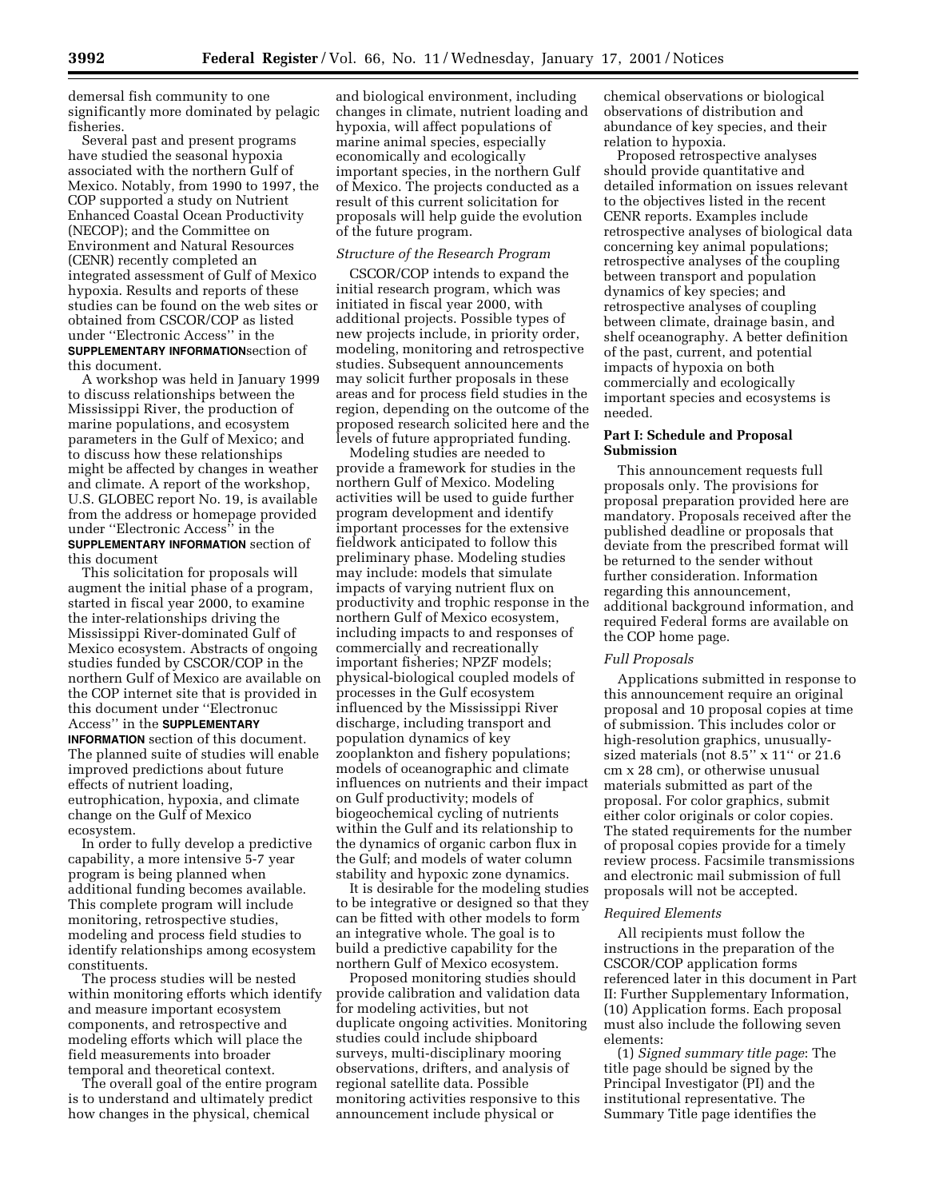demersal fish community to one significantly more dominated by pelagic fisheries.

Several past and present programs have studied the seasonal hypoxia associated with the northern Gulf of Mexico. Notably, from 1990 to 1997, the COP supported a study on Nutrient Enhanced Coastal Ocean Productivity (NECOP); and the Committee on Environment and Natural Resources (CENR) recently completed an integrated assessment of Gulf of Mexico hypoxia. Results and reports of these studies can be found on the web sites or obtained from CSCOR/COP as listed under "Electronic Access" in the **SUPPLEMENTARY INFORMATION**section of this document.

A workshop was held in January 1999 to discuss relationships between the Mississippi River, the production of marine populations, and ecosystem parameters in the Gulf of Mexico; and to discuss how these relationships might be affected by changes in weather and climate. A report of the workshop, U.S. GLOBEC report No. 19, is available from the address or homepage provided under "Electronic Access" in the **SUPPLEMENTARY INFORMATION** section of this document

This solicitation for proposals will augment the initial phase of a program, started in fiscal year 2000, to examine the inter-relationships driving the Mississippi River-dominated Gulf of Mexico ecosystem. Abstracts of ongoing studies funded by CSCOR/COP in the northern Gulf of Mexico are available on the COP internet site that is provided in this document under "Electronuc Access" in the **SUPPLEMENTARY INFORMATION** section of this document. The planned suite of studies will enable improved predictions about future effects of nutrient loading, eutrophication, hypoxia, and climate change on the Gulf of Mexico ecosystem.

In order to fully develop a predictive capability, a more intensive 5-7 year program is being planned when additional funding becomes available. This complete program will include monitoring, retrospective studies, modeling and process field studies to identify relationships among ecosystem constituents.

The process studies will be nested within monitoring efforts which identify and measure important ecosystem components, and retrospective and modeling efforts which will place the field measurements into broader temporal and theoretical context.

The overall goal of the entire program is to understand and ultimately predict how changes in the physical, chemical and biological environment, including changes in climate, nutrient loading and hypoxia, will affect populations of marine animal species, especially economically and ecologically important species, in the northern Gulf of Mexico. The projects conducted as a result of this current solicitation for proposals will help guide the evolution of the future program.

*Structure of the Research Program*

CSCOR/COP intends to expand the initial research program, which was initiated in fiscal year 2000, with additional projects. Possible types of new projects include, in priority order, modeling, monitoring and retrospective studies. Subsequent announcements may solicit further proposals in these areas and for process field studies in the region, depending on the outcome of the proposed research solicited here and the levels of future appropriated funding.

Modeling studies are needed to provide a framework for studies in the northern Gulf of Mexico. Modeling activities will be used to guide further program development and identify important processes for the extensive fieldwork anticipated to follow this preliminary phase. Modeling studies may include: models that simulate impacts of varying nutrient flux on productivity and trophic response in the northern Gulf of Mexico ecosystem, including impacts to and responses of commercially and recreationally important fisheries; NPZF models; physical-biological coupled models of processes in the Gulf ecosystem influenced by the Mississippi River discharge, including transport and population dynamics of key zooplankton and fishery populations; models of oceanographic and climate influences on nutrients and their impact on Gulf productivity; models of biogeochemical cycling of nutrients within the Gulf and its relationship to the dynamics of organic carbon flux in the Gulf; and models of water column stability and hypoxic zone dynamics.

It is desirable for the modeling studies to be integrative or designed so that they can be fitted with other models to form an integrative whole. The goal is to build a predictive capability for the northern Gulf of Mexico ecosystem.

Proposed monitoring studies should provide calibration and validation data for modeling activities, but not duplicate ongoing activities. Monitoring studies could include shipboard surveys, multi-disciplinary mooring observations, drifters, and analysis of regional satellite data. Possible monitoring activities responsive to this announcement include physical or chemical observations or biological observations of distribution and abundance of key species, and their relation to hypoxia.

Proposed retrospective analyses should provide quantitative and detailed information on issues relevant to the objectives listed in the recent CENR reports. Examples include retrospective analyses of biological data concerning key animal populations; retrospective analyses of the coupling between transport and population dynamics of key species; and retrospective analyses of coupling between climate, drainage basin, and shelf oceanography. A better definition of the past, current, and potential impacts of hypoxia on both commercially and ecologically important species and ecosystems is needed.

## Part I: Schedule and Proposal Submission

This announcement requests full proposals only. The provisions for proposal preparation provided here are mandatory. Proposals received after the published deadline or proposals that deviate from the prescribed format will be returned to the sender without further consideration. Information regarding this announcement, additional background information, and required Federal forms are available on the COP home page.

*Full Proposals*

Applications submitted in response to this announcement require an original proposal and 10 proposal copies at time of submission. This includes color or high-resolution graphics, unusually-sized materials (not 8.5'' x 11'' or 21.6 cm x 28 cm), or otherwise unusual materials submitted as part of the proposal. For color graphics, submit either color originals or color copies. The stated requirements for the number of proposal copies provide for a timely review process. Facsimile transmissions and electronic mail submission of full proposals will not be accepted.

*Required Elements*

All recipients must follow the instructions in the preparation of the CSCOR/COP application forms referenced later in this document in Part II: Further Supplementary Information, (10) Application forms. Each proposal must also include the following seven elements:

(1) *Signed summary title page*: The title page should be signed by the Principal Investigator (PI) and the institutional representative. The Summary Title page identifies the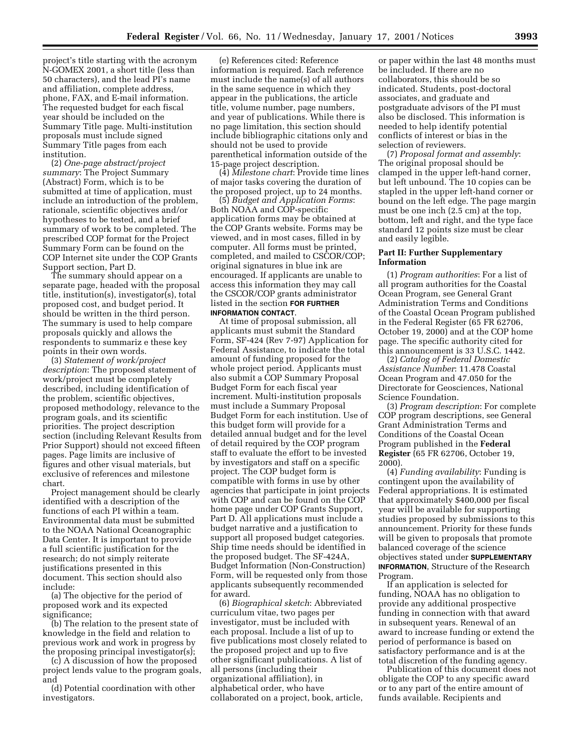project's title starting with the acronym N-GOMEX 2001, a short title (less than 50 characters), and the lead PI's name and affiliation, complete address, phone, FAX, and E-mail information. The requested budget for each fiscal year should be included on the Summary Title page. Multi-institution proposals must include signed Summary Title pages from each institution.

(2) *One-page abstract/project summary*: The Project Summary (Abstract) Form, which is to be submitted at time of application, must include an introduction of the problem, rationale, scientific objectives and/or hypotheses to be tested, and a brief summary of work to be completed. The prescribed COP format for the Project Summary Form can be found on the COP Internet site under the COP Grants Support section, Part D.

The summary should appear on a separate page, headed with the proposal title, institution(s), investigator(s), total proposed cost, and budget period. It should be written in the third person. The summary is used to help compare proposals quickly and allows the respondents to summariz e these key points in their own words.

(3) *Statement of work/project description*: The proposed statement of work/project must be completely described, including identification of the problem, scientific objectives, proposed methodology, relevance to the program goals, and its scientific priorities. The project description section (including Relevant Results from Prior Support) should not exceed fifteen pages. Page limits are inclusive of figures and other visual materials, but exclusive of references and milestone chart.

Project management should be clearly identified with a description of the functions of each PI within a team. Environmental data must be submitted to the NOAA National Oceanographic Data Center. It is important to provide a full scientific justification for the research; do not simply reiterate justifications presented in this document. This section should also include:

(a) The objective for the period of proposed work and its expected significance;

(b) The relation to the present state of knowledge in the field and relation to previous work and work in progress by the proposing principal investigator(s);

(c) A discussion of how the proposed project lends value to the program goals, and

(d) Potential coordination with other investigators.

(e) References cited: Reference information is required. Each reference must include the name(s) of all authors in the same sequence in which they appear in the publications, the article title, volume number, page numbers, and year of publications. While there is no page limitation, this section should include bibliographic citations only and should not be used to provide parenthetical information outside of the 15-page project description.

(4) *Milestone chart*: Provide time lines of major tasks covering the duration of the proposed project, up to 24 months.

(5) *Budget and Application Forms*: Both NOAA and COP-specific application forms may be obtained at the COP Grants website. Forms may be viewed, and in most cases, filled in by computer. All forms must be printed, completed, and mailed to CSCOR/COP; original signatures in blue ink are encouraged. If applicants are unable to access this information they may call the CSCOR/COP grants administrator listed in the section **FOR FURTHER INFORMATION CONTACT.**

At time of proposal submission, all applicants must submit the Standard Form, SF-424 (Rev 7-97) Application for Federal Assistance, to indicate the total amount of funding proposed for the whole project period. Applicants must also submit a COP Summary Proposal Budget Form for each fiscal year increment. Multi-institution proposals must include a Summary Proposal Budget Form for each institution. Use of this budget form will provide for a detailed annual budget and for the level of detail required by the COP program staff to evaluate the effort to be invested by investigators and staff on a specific project. The COP budget form is compatible with forms in use by other agencies that participate in joint projects with COP and can be found on the COP home page under COP Grants Support, Part D. All applications must include a budget narrative and a justification to support all proposed budget categories. Ship time needs should be identified in the proposed budget. The SF-424A, Budget Information (Non-Construction) Form, will be requested only from those applicants subsequently recommended for award.

(6) *Biographical sketch*: Abbreviated curriculum vitae, two pages per investigator, must be included with each proposal. Include a list of up to five publications most closely related to the proposed project and up to five other significant publications. A list of all persons (including their organizational affiliation), in alphabetical order, who have collaborated on a project, book, article, or paper within the last 48 months must be included. If there are no collaborators, this should be so indicated. Students, post-doctoral associates, and graduate and postgraduate advisors of the PI must also be disclosed. This information is needed to help identify potential conflicts of interest or bias in the selection of reviewers.

(7) *Proposal format and assembly*: The original proposal should be clamped in the upper left-hand corner, but left unbound. The 10 copies can be stapled in the upper left-hand corner or bound on the left edge. The page margin must be one inch (2.5 cm) at the top, bottom, left and right, and the type face standard 12 points size must be clear and easily legible.

**Part II: Further Supplementary Information**

(1) *Program authorities*: For a list of all program authorities for the Coastal Ocean Program, see General Grant Administration Terms and Conditions of the Coastal Ocean Program published in the Federal Register (65 FR 62706, October 19, 2000) and at the COP home page. The specific authority cited for this announcement is 33 U.S.C. 1442.

(2) *Catalog of Federal Domestic Assistance Number*: 11.478 Coastal Ocean Program and 47.050 for the Directorate for Geosciences, National Science Foundation.

(3) *Program description*: For complete COP program descriptions, see General Grant Administration Terms and Conditions of the Coastal Ocean Program published in the **Federal Register** (65 FR 62706, October 19, 2000).

(4) *Funding availability*: Funding is contingent upon the availability of Federal appropriations. It is estimated that approximately $400,000 per fiscal year will be available for supporting studies proposed by submissions to this announcement. Priority for these funds will be given to proposals that promote balanced coverage of the science objectives stated under **SUPPLEMENTARY INFORMATION**, Structure of the Research Program.

If an application is selected for funding, NOAA has no obligation to provide any additional prospective funding in connection with that award in subsequent years. Renewal of an award to increase funding or extend the period of performance is based on satisfactory performance and is at the total discretion of the funding agency.

Publication of this document does not obligate the COP to any specific award or to any part of the entire amount of funds available. Recipients and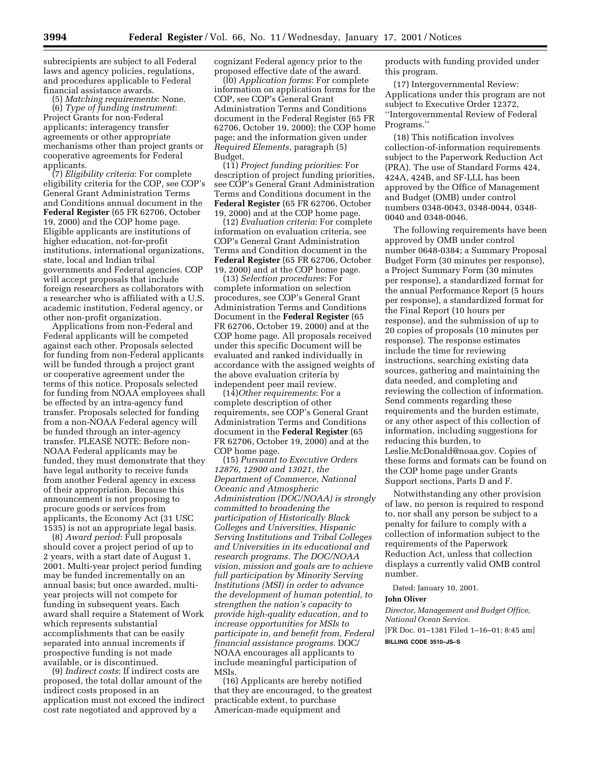subrecipients are subject to all Federal laws and agency policies, regulations, and procedures applicable to Federal financial assistance awards.

(5) *Matching requirements*: None.

(6) *Type of funding instrument*: Project Grants for non-Federal applicants; interagency transfer agreements or other appropriate mechanisms other than project grants or cooperative agreements for Federal applicants.

(7) *Eligibility criteria*: For complete eligibility criteria for the COP, see COP's General Grant Administration Terms and Conditions annual document in the **Federal Register** (65 FR 62706, October 19, 2000) and the COP home page. Eligible applicants are institutions of higher education, not-for-profit institutions, international organizations, state, local and Indian tribal governments and Federal agencies. COP will accept proposals that include foreign researchers as collaborators with a researcher who is affiliated with a U.S. academic institution, Federal agency, or other non-profit organization.

Applications from non-Federal and Federal applicants will be competed against each other. Proposals selected for funding from non-Federal applicants will be funded through a project grant or cooperative agreement under the terms of this notice. Proposals selected for funding from NOAA employees shall be effected by an intra-agency fund transfer. Proposals selected for funding from a non-NOAA Federal agency will be funded through an inter-agency transfer. PLEASE NOTE: Before non-NOAA Federal applicants may be funded, they must demonstrate that they have legal authority to receive funds from another Federal agency in excess of their appropriation. Because this announcement is not proposing to procure goods or services from applicants, the Economy Act (31 USC 1535) is not an appropriate legal basis.

(8) *Award period*: Full proposals should cover a project period of up to 2 years, with a start date of August 1, 2001. Multi-year project period funding may be funded incrementally on an annual basis; but once awarded, multi-year projects will not compete for funding in subsequent years. Each award shall require a Statement of Work which represents substantial accomplishments that can be easily separated into annual increments if prospective funding is not made available, or is discontinued.

(9) *Indirect costs*: If indirect costs are proposed, the total dollar amount of the indirect costs proposed in an application must not exceed the indirect cost rate negotiated and approved by a cognizant Federal agency prior to the proposed effective date of the award.

(10) *Application forms*: For complete information on application forms for the COP, see COP's General Grant Administration Terms and Conditions document in the Federal Register (65 FR 62706, October 19, 2000); the COP home page; and the information given under *Required Elements*, paragraph (5) Budget.

(11) *Project funding priorities*: For description of project funding priorities, see COP's General Grant Administration Terms and Conditions document in the **Federal Register** (65 FR 62706, October 19, 2000) and at the COP home page.

(12) *Evaluation criteria*: For complete information on evaluation criteria, see COP's General Grant Administration Terms and Condition document in the **Federal Register** (65 FR 62706, October 19, 2000) and at the COP home page.

(13) *Selection procedures*: For complete information on selection procedures, see COP's General Grant Administration Terms and Conditions Document in the **Federal Register** (65 FR 62706, October 19, 2000) and at the COP home page. All proposals received under this specific Document will be evaluated and ranked individually in accordance with the assigned weights of the above evaluation criteria by independent peer mail review.

(14)*Other requirements*: For a complete description of other requirements, see COP's General Grant Administration Terms and Conditions document in the **Federal Register** (65 FR 62706, October 19, 2000) and at the COP home page.

(15) *Pursuant to Executive Orders 12876, 12900 and 13021, the Department of Commerce, National Oceanic and Atmospheric Administration (DOC/NOAA) is strongly committed to broadening the participation of Historically Black Colleges and Universities, Hispanic Serving Institutions and Tribal Colleges and Universities in its educational and research programs. The DOC/NOAA vision, mission and goals are to achieve full participation by Minority Serving Institutions (MSI) in order to advance the development of human potential, to strengthen the nation's capacity to provide high-quality education, and to increase opportunities for MSIs to participate in, and benefit from, Federal financial assistance programs.* DOC/NOAA encourages all applicants to include meaningful participation of MSIs.

(16) Applicants are hereby notified that they are encouraged, to the greatest practicable extent, to purchase American-made equipment and products with funding provided under this program.

(17) Intergovernmental Review: Applications under this program are not subject to Executive Order 12372, ''Intergovernmental Review of Federal Programs.''

(18) This notification involves collection-of-information requirements subject to the Paperwork Reduction Act (PRA). The use of Standard Forms 424, 424A, 424B, and SF-LLL has been approved by the Office of Management and Budget (OMB) under control numbers 0348-0043, 0348-0044, 0348-0040 and 0348-0046.

The following requirements have been approved by OMB under control number 0648-0384; a Summary Proposal Budget Form (30 minutes per response), a Project Summary Form (30 minutes per response), a standardized format for the annual Performance Report (5 hours per response), a standardized format for the Final Report (10 hours per response), and the submission of up to 20 copies of proposals (10 minutes per response). The response estimates include the time for reviewing instructions, searching existing data sources, gathering and maintaining the data needed, and completing and reviewing the collection of information. Send comments regarding these requirements and the burden estimate, or any other aspect of this collection of information, including suggestions for reducing this burden, to Leslie.McDonald@noaa.gov. Copies of these forms and formats can be found on the COP home page under Grants Support sections, Parts D and F.

Notwithstanding any other provision of law, no person is required to respond to, nor shall any person be subject to a penalty for failure to comply with a collection of information subject to the requirements of the Paperwork Reduction Act, unless that collection displays a currently valid OMB control number.

Dated: January 10, 2001.

**John Oliver**

*Director, Management and Budget Office, National Ocean Service.*

[FR Doc. 01–1381 Filed 1–16–01; 8:45 am]

**BILLING CODE 3510–JS–S**